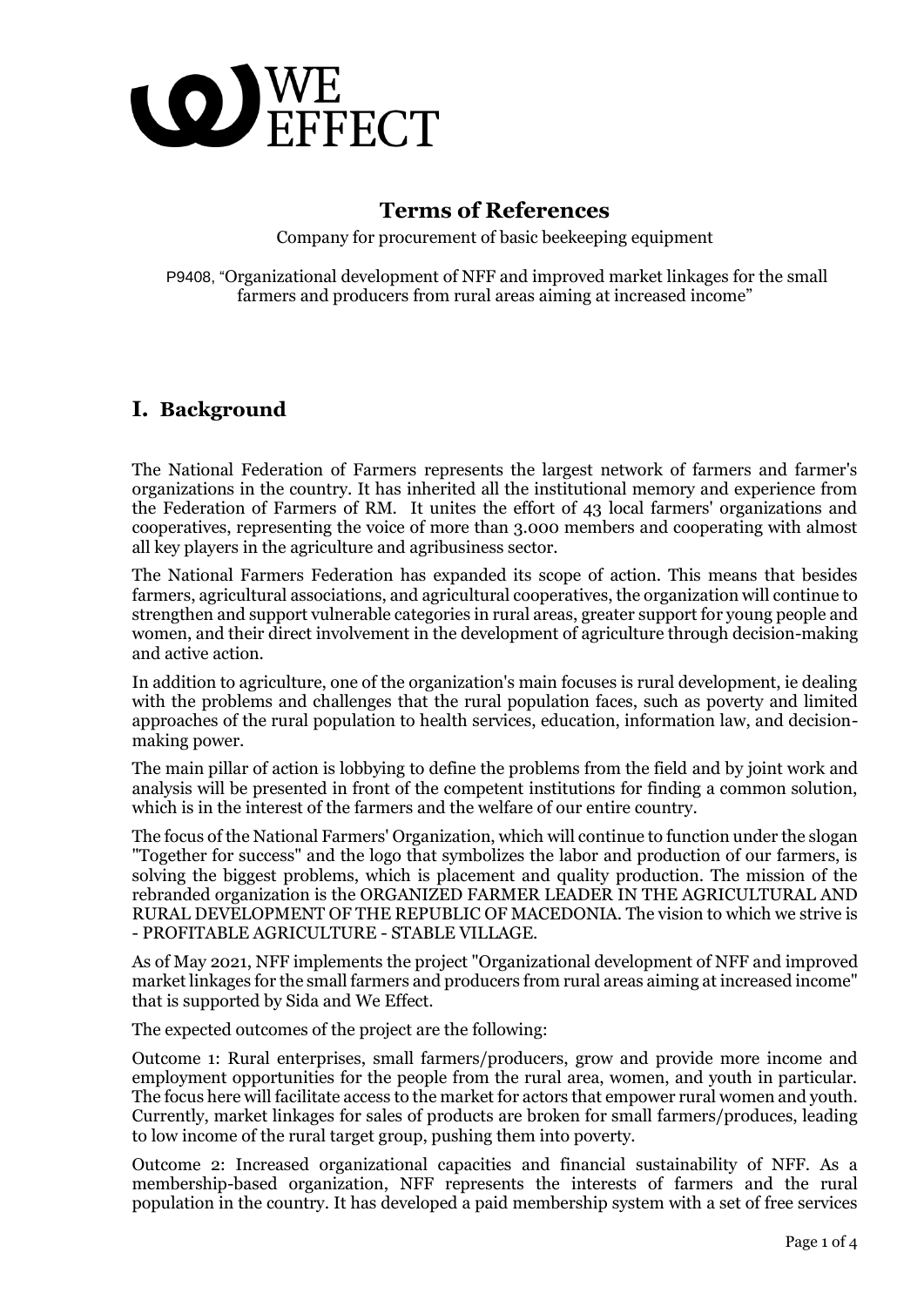# Terms of References

Company for procurement of basic beekeeping equipment

P9408, "Organizational development of NFF and improved market linkages for the small farmers and producers from rural areas aiming at increased income"

## I. Background

The National Federation of Farmers represents the largest network of farmers and farmer's organizations in the country. It has inherited all the institutional memory and experience from the Federation of Farmers of RM. It unites the effort of 43 local farmers' organizations and cooperatives, representing the voice of more than 3.000 members and cooperating with almost all key players in the agriculture and agribusiness sector.

The National Farmers Federation has expanded its scope of action. This means that besides farmers, agricultural associations, and agricultural cooperatives, the organization will continue to strengthen and support vulnerable categories in rural areas, greater support for young people and women, and their direct involvement in the development of agriculture through decision-making and active action.

In addition to agriculture, one of the organization's main focuses is rural development, ie dealing with the problems and challenges that the rural population faces, such as poverty and limited approaches of the rural population to health services, education, information law, and decision-making power.

The main pillar of action is lobbying to define the problems from the field and by joint work and analysis will be presented in front of the competent institutions for finding a common solution, which is in the interest of the farmers and the welfare of our entire country.

The focus of the National Farmers' Organization, which will continue to function under the slogan "Together for success" and the logo that symbolizes the labor and production of our farmers, is solving the biggest problems, which is placement and quality production. The mission of the rebranded organization is the ORGANIZED FARMER LEADER IN THE AGRICULTURAL AND RURAL DEVELOPMENT OF THE REPUBLIC OF MACEDONIA. The vision to which we strive is - PROFITABLE AGRICULTURE - STABLE VILLAGE.

As of May 2021, NFF implements the project "Organizational development of NFF and improved market linkages for the small farmers and producers from rural areas aiming at increased income" that is supported by Sida and We Effect.

The expected outcomes of the project are the following:

Outcome 1: Rural enterprises, small farmers/producers, grow and provide more income and employment opportunities for the people from the rural area, women, and youth in particular. The focus here will facilitate access to the market for actors that empower rural women and youth. Currently, market linkages for sales of products are broken for small farmers/produces, leading to low income of the rural target group, pushing them into poverty.

Outcome 2: Increased organizational capacities and financial sustainability of NFF. As a membership-based organization, NFF represents the interests of farmers and the rural population in the country. It has developed a paid membership system with a set of free services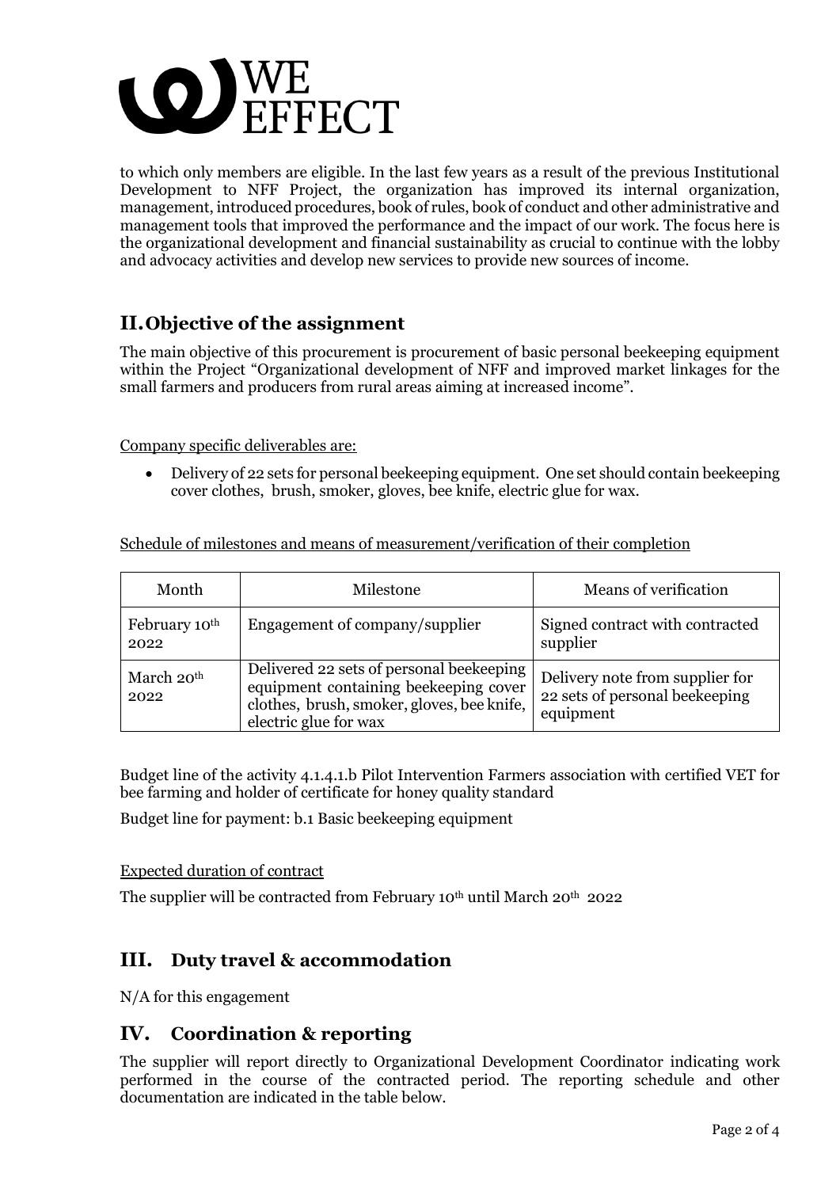to which only members are eligible. In the last few years as a result of the previous Institutional Development to NFF Project, the organization has improved its internal organization, management, introduced procedures, book of rules, book of conduct and other administrative and management tools that improved the performance and the impact of our work. The focus here is the organizational development and financial sustainability as crucial to continue with the lobby and advocacy activities and develop new services to provide new sources of income.

## II. Objective of the assignment

The main objective of this procurement is procurement of basic personal beekeeping equipment within the Project "Organizational development of NFF and improved market linkages for the small farmers and producers from rural areas aiming at increased income".

Company specific deliverables are:

- Delivery of 22 sets for personal beekeeping equipment. One set should contain beekeeping cover clothes, brush, smoker, gloves, bee knife, electric glue for wax.

Schedule of milestones and means of measurement/verification of their completion

| Month | Milestone | Means of verification |
|---|---|---|
| February 10th 2022 | Engagement of company/supplier | Signed contract with contracted supplier |
| March 20th 2022 | Delivered 22 sets of personal beekeeping equipment containing beekeeping cover clothes, brush, smoker, gloves, bee knife, electric glue for wax | Delivery note from supplier for 22 sets of personal beekeeping equipment |

Budget line of the activity 4.1.4.1.b Pilot Intervention Farmers association with certified VET for bee farming and holder of certificate for honey quality standard

Budget line for payment: b.1 Basic beekeeping equipment

Expected duration of contract

The supplier will be contracted from February 10th until March 20th 2022

## III. Duty travel & accommodation

N/A for this engagement

## IV. Coordination & reporting

The supplier will report directly to Organizational Development Coordinator indicating work performed in the course of the contracted period. The reporting schedule and other documentation are indicated in the table below.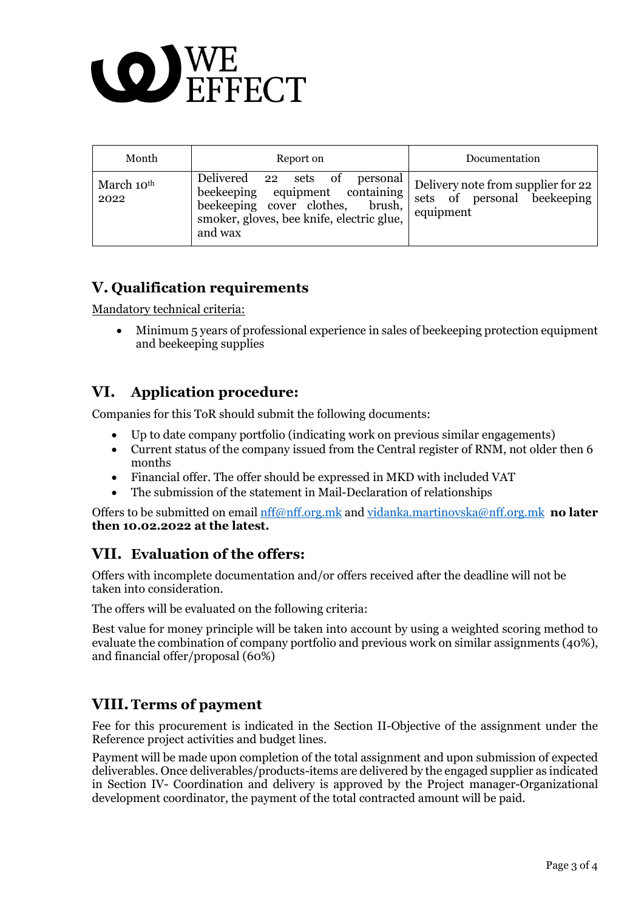| Month | Report on | Documentation |
| --- | --- | --- |
| March 10th 2022 | Delivered 22 sets of personal beekeeping equipment containing beekeeping cover clothes, brush, smoker, gloves, bee knife, electric glue, and wax | Delivery note from supplier for 22 sets of personal beekeeping equipment |

## V. Qualification requirements

Mandatory technical criteria:

- Minimum 5 years of professional experience in sales of beekeeping protection equipment and beekeeping supplies

## VI. Application procedure:

Companies for this ToR should submit the following documents:

- Up to date company portfolio (indicating work on previous similar engagements)
- Current status of the company issued from the Central register of RNM, not older then 6 months
- Financial offer. The offer should be expressed in MKD with included VAT
- The submission of the statement in Mail-Declaration of relationships

Offers to be submitted on email nff@nff.org.mk and vidanka.martinovska@nff.org.mk **no later then 10.02.2022 at the latest.**

## VII. Evaluation of the offers:

Offers with incomplete documentation and/or offers received after the deadline will not be taken into consideration.

The offers will be evaluated on the following criteria:

Best value for money principle will be taken into account by using a weighted scoring method to evaluate the combination of company portfolio and previous work on similar assignments (40%), and financial offer/proposal (60%)

## VIII. Terms of payment

Fee for this procurement is indicated in the Section II-Objective of the assignment under the Reference project activities and budget lines.

Payment will be made upon completion of the total assignment and upon submission of expected deliverables. Once deliverables/products-items are delivered by the engaged supplier as indicated in Section IV- Coordination and delivery is approved by the Project manager-Organizational development coordinator, the payment of the total contracted amount will be paid.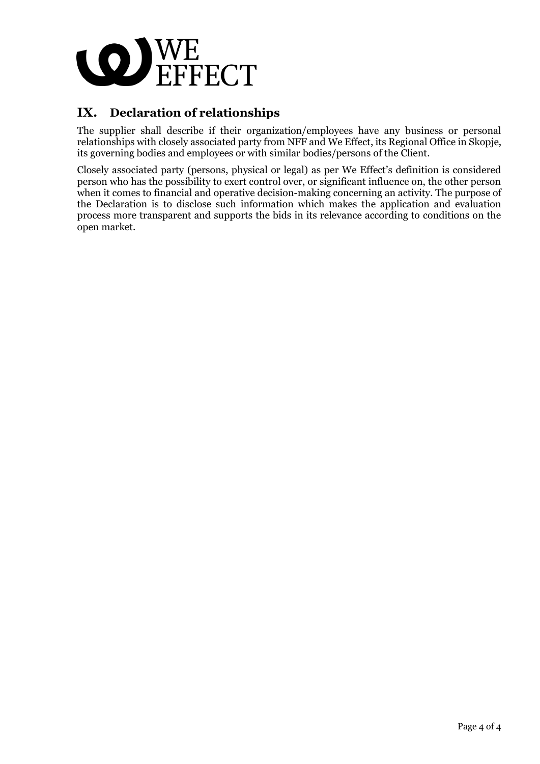## IX. Declaration of relationships

The supplier shall describe if their organization/employees have any business or personal relationships with closely associated party from NFF and We Effect, its Regional Office in Skopje, its governing bodies and employees or with similar bodies/persons of the Client.

Closely associated party (persons, physical or legal) as per We Effect's definition is considered person who has the possibility to exert control over, or significant influence on, the other person when it comes to financial and operative decision-making concerning an activity. The purpose of the Declaration is to disclose such information which makes the application and evaluation process more transparent and supports the bids in its relevance according to conditions on the open market.